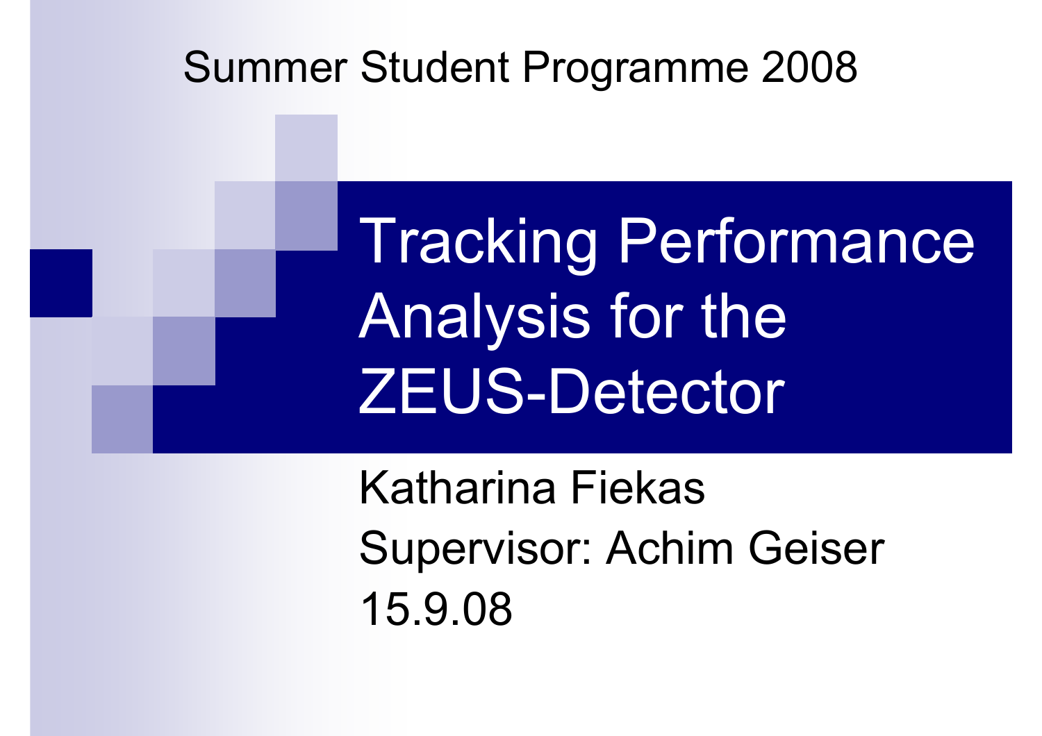Summer Student Programme 2008

# Tracking Performance Analysis for the ZEUS-Detector

Katharina Fiekas

Supervisor: Achim Geiser

15.9.08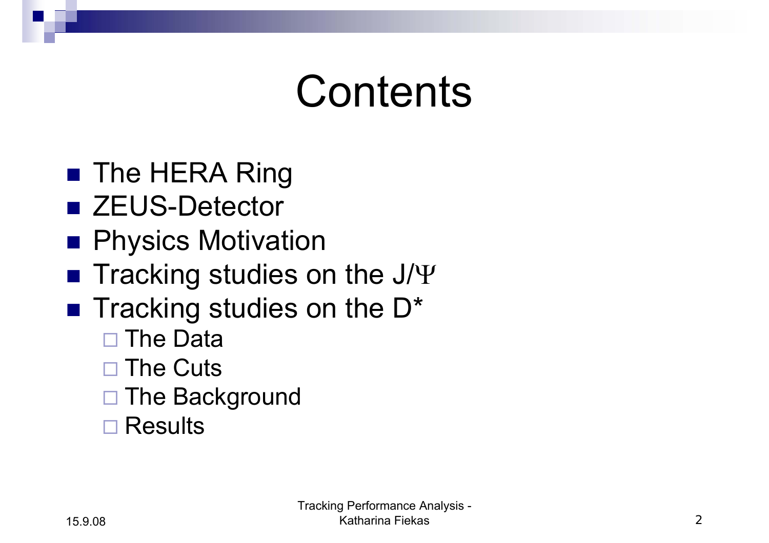# Contents

- The HERA Ring
- ZEUS-Detector
- Physics Motivation
- Tracking studies on the J/$\Psi$
- Tracking studies on the D*
  - The Data
  - The Cuts
  - The Background
  - Results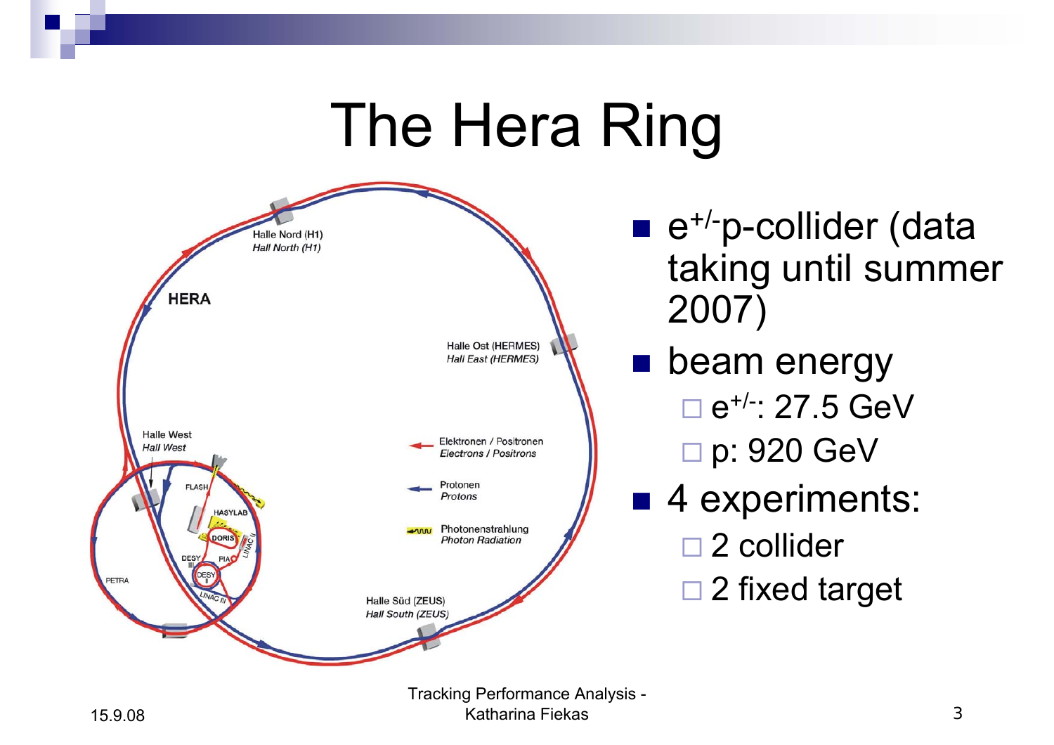# The Hera Ring

- $e^{+/-}$p-collider (data taking until summer 2007)
- beam energy
  - $e^{+/-}$: 27.5 GeV
  - p: 920 GeV
- 4 experiments:
  - 2 collider
  - 2 fixed target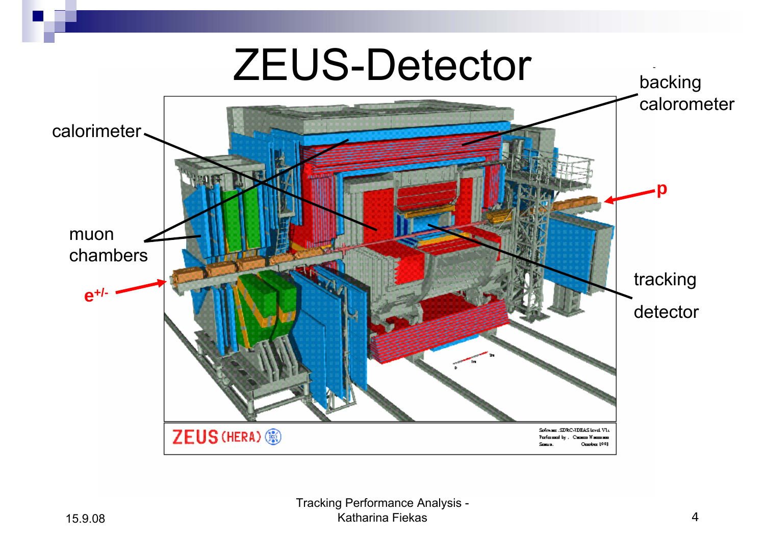# ZEUS-Detector

calorimeter

backing calorimeter

muon chambers

p

$e^{+/-}$

tracking detector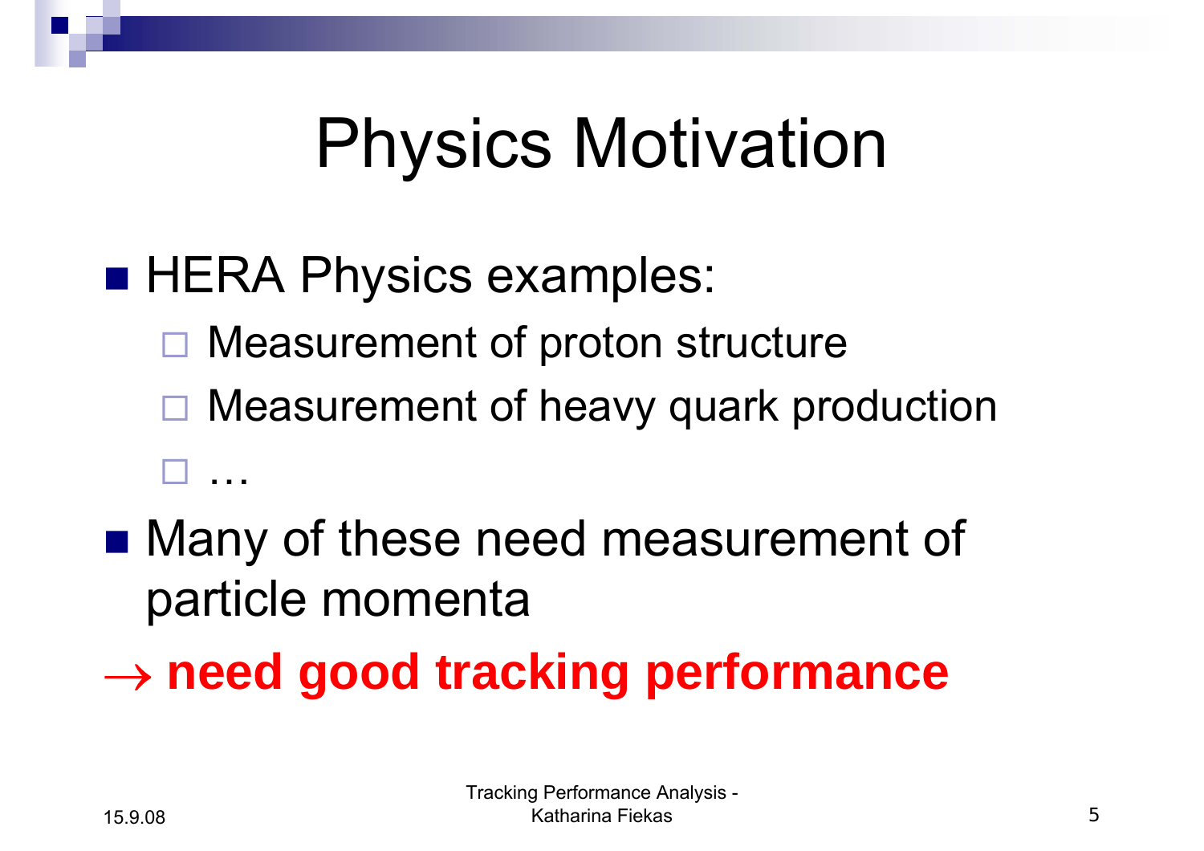# Physics Motivation

- HERA Physics examples:
  - Measurement of proton structure
  - Measurement of heavy quark production
  - …
- Many of these need measurement of particle momenta

→ **need good tracking performance**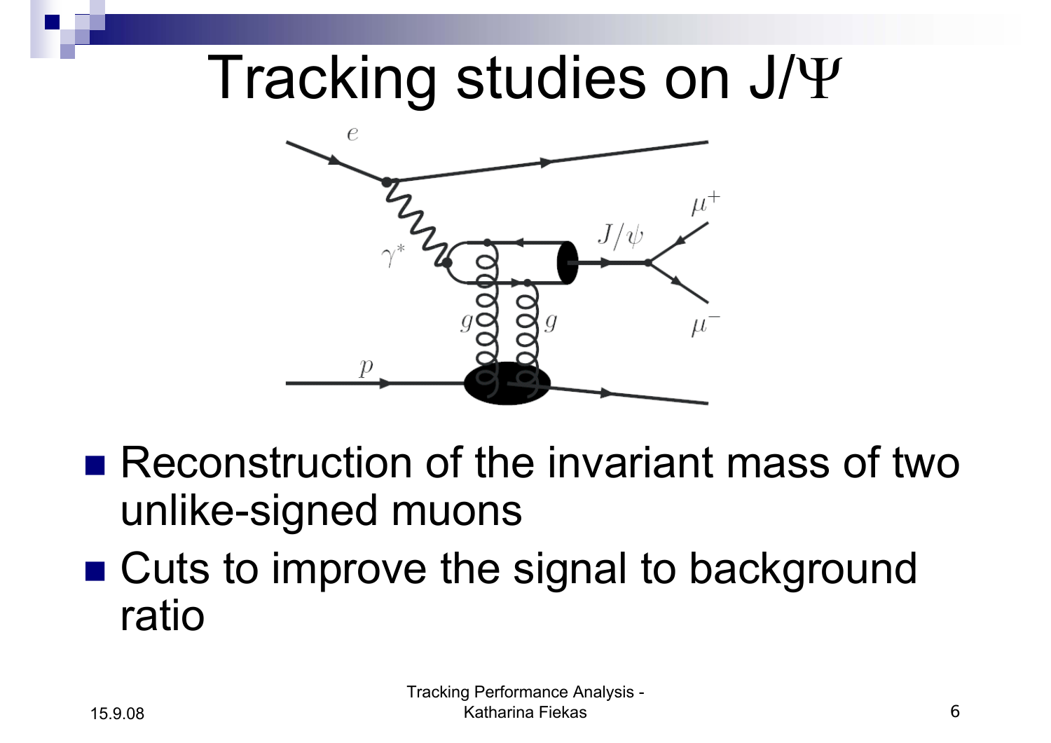# Tracking studies on J/$\Psi$

- Reconstruction of the invariant mass of two unlike-signed muons
- Cuts to improve the signal to background ratio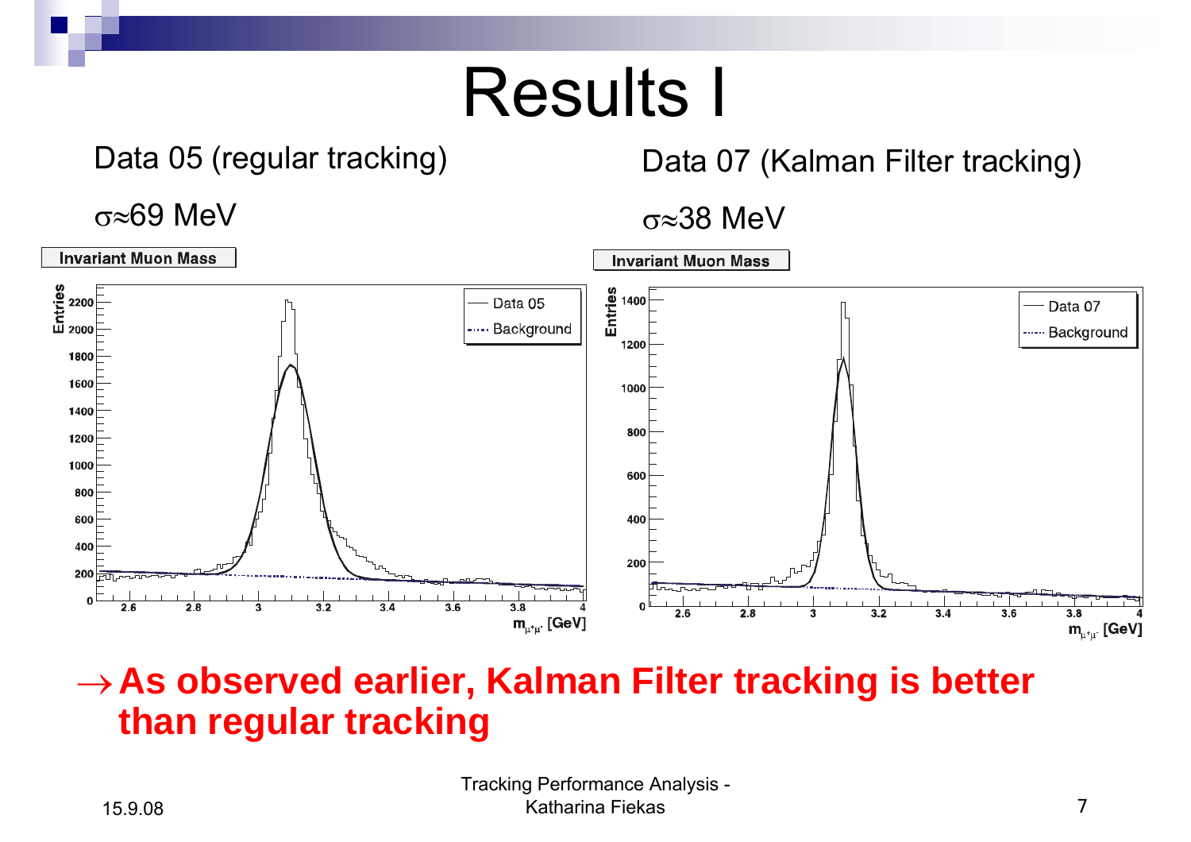# Results I

Data 05 (regular tracking)

$\sigma \approx 69$ MeV

Data 07 (Kalman Filter tracking)

$\sigma \approx 38$ MeV

**→ As observed earlier, Kalman Filter tracking is better than regular tracking**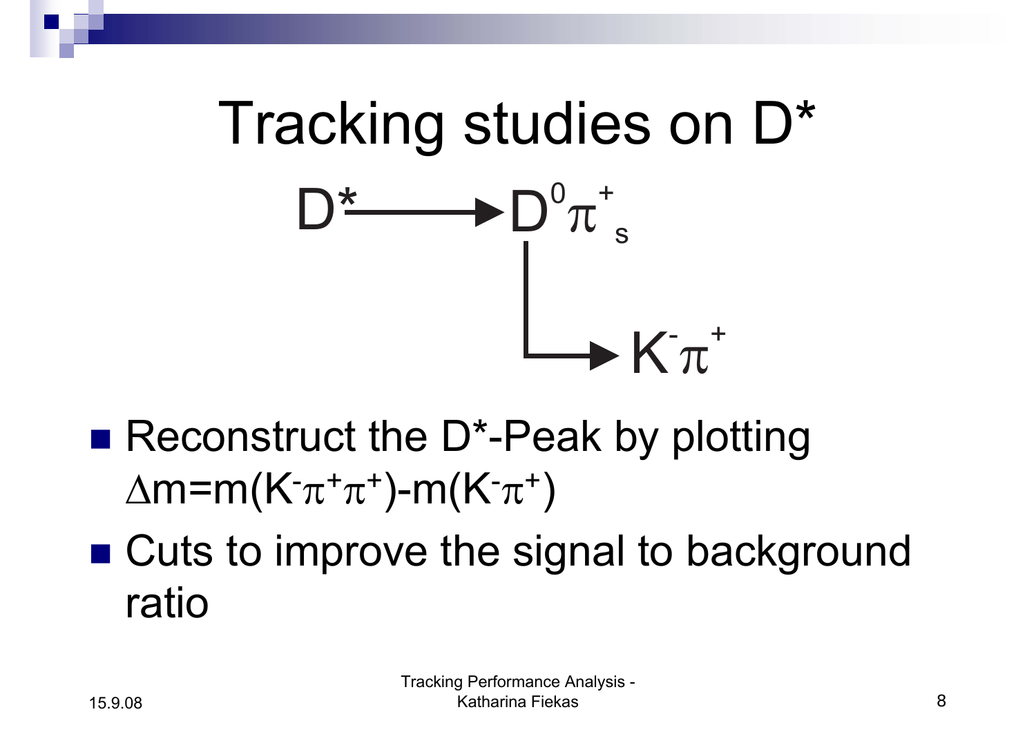# Tracking studies on D*

$$D^* \longrightarrow D^0 \pi^+_s$$
$$D^0 \longrightarrow K^- \pi^+$$

- Reconstruct the D*-Peak by plotting $\Delta m = m(K^- \pi^+ \pi^+) - m(K^- \pi^+)$
- Cuts to improve the signal to background ratio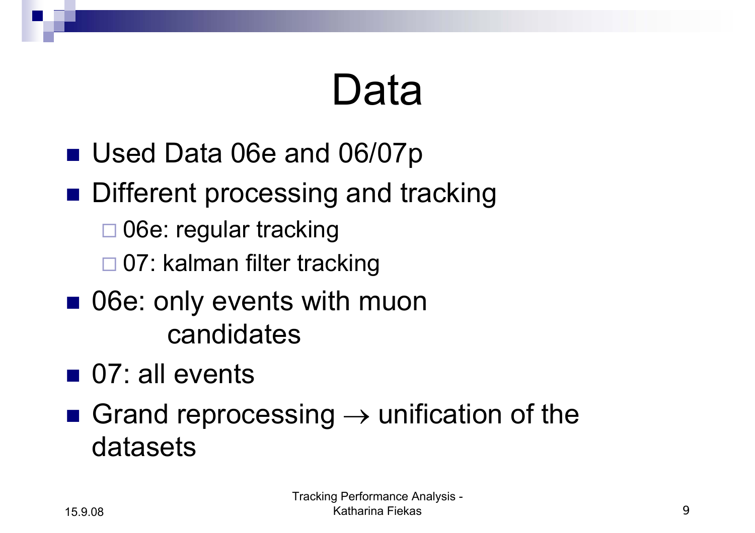# Data

- Used Data 06e and 06/07p
- Different processing and tracking
  - 06e: regular tracking
  - 07: kalman filter tracking
- 06e: only events with muon candidates
- 07: all events
- Grand reprocessing $\rightarrow$ unification of the datasets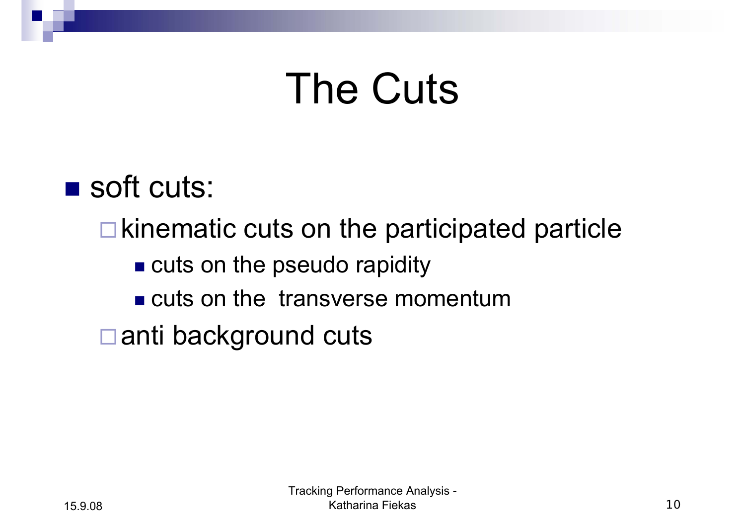# The Cuts

- soft cuts:
  - kinematic cuts on the participated particle
    - cuts on the pseudo rapidity
    - cuts on the  transverse momentum
  - anti background cuts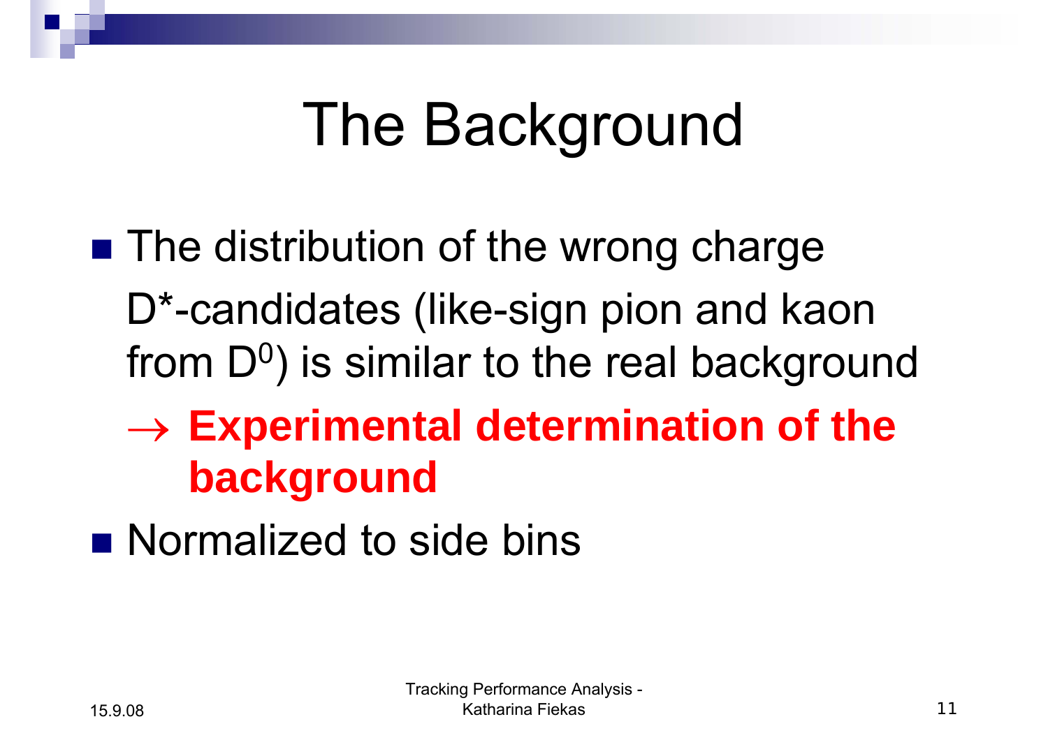# The Background

- The distribution of the wrong charge D*-candidates (like-sign pion and kaon from $D^0$) is similar to the real background

  → **Experimental determination of the background**

- Normalized to side bins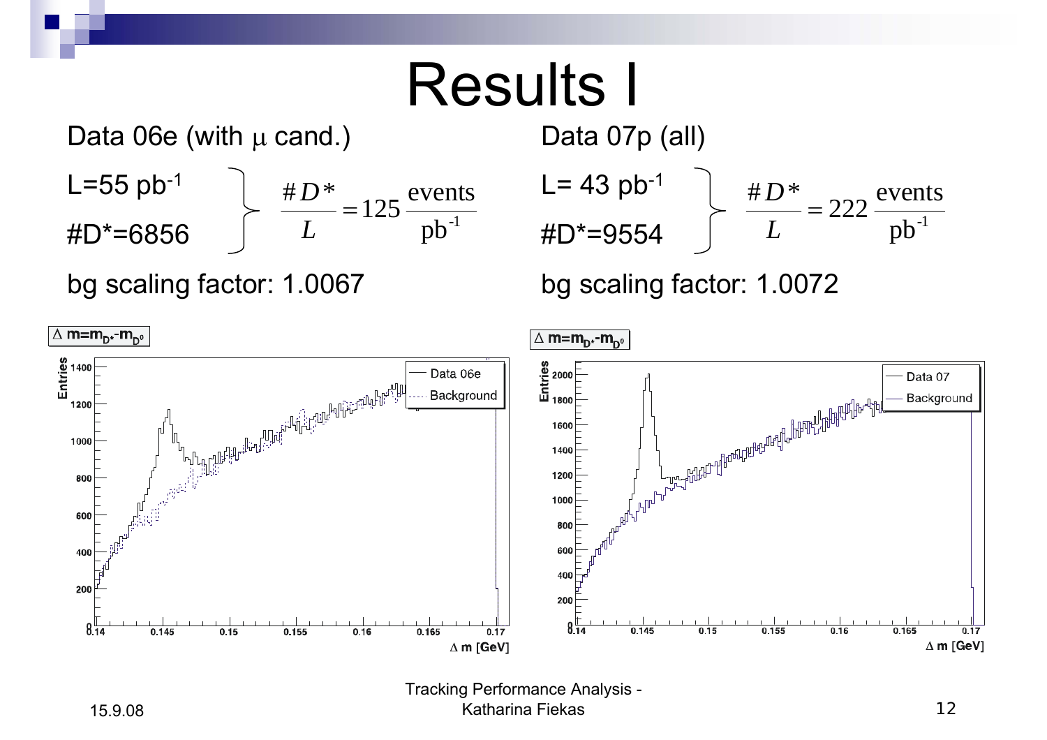# Results I

Data 06e (with $\mu$ cand.)

L=55 pb$^{-1}$

#D*=6856

$$\frac{\#D^*}{L} = 125 \frac{\text{events}}{\text{pb}^{-1}}$$

bg scaling factor: 1.0067

Data 07p (all)

L= 43 pb$^{-1}$

#D*=9554

$$\frac{\#D^*}{L} = 222 \frac{\text{events}}{\text{pb}^{-1}}$$

bg scaling factor: 1.0072

$\Delta$ m=m$_{D^*}$-m$_{D^0}$

$\Delta$ m=m$_{D^*}$-m$_{D^0}$

15.9.08

Tracking Performance Analysis - Katharina Fiekas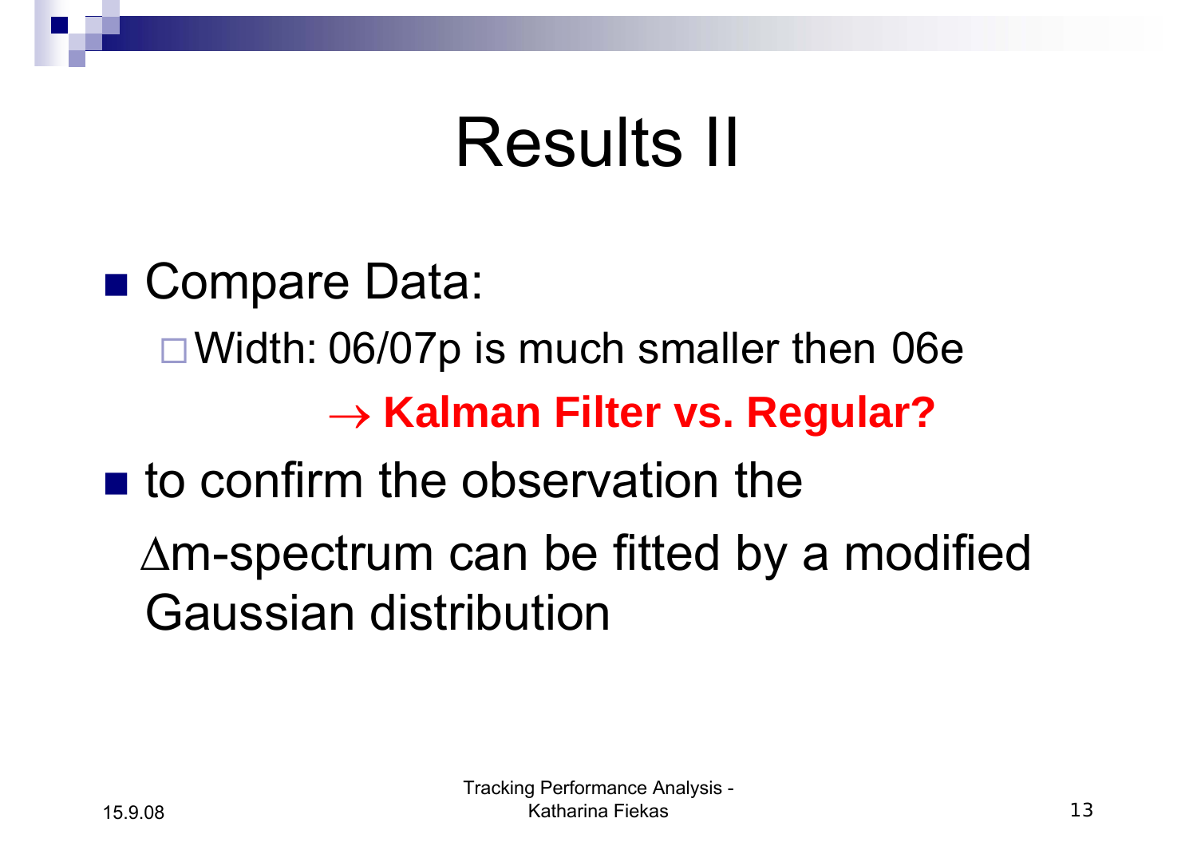# Results II

- Compare Data:
  - Width: 06/07p is much smaller then 06e

    $\rightarrow$ **Kalman Filter vs. Regular?**
- to confirm the observation the $\Delta$m-spectrum can be fitted by a modified Gaussian distribution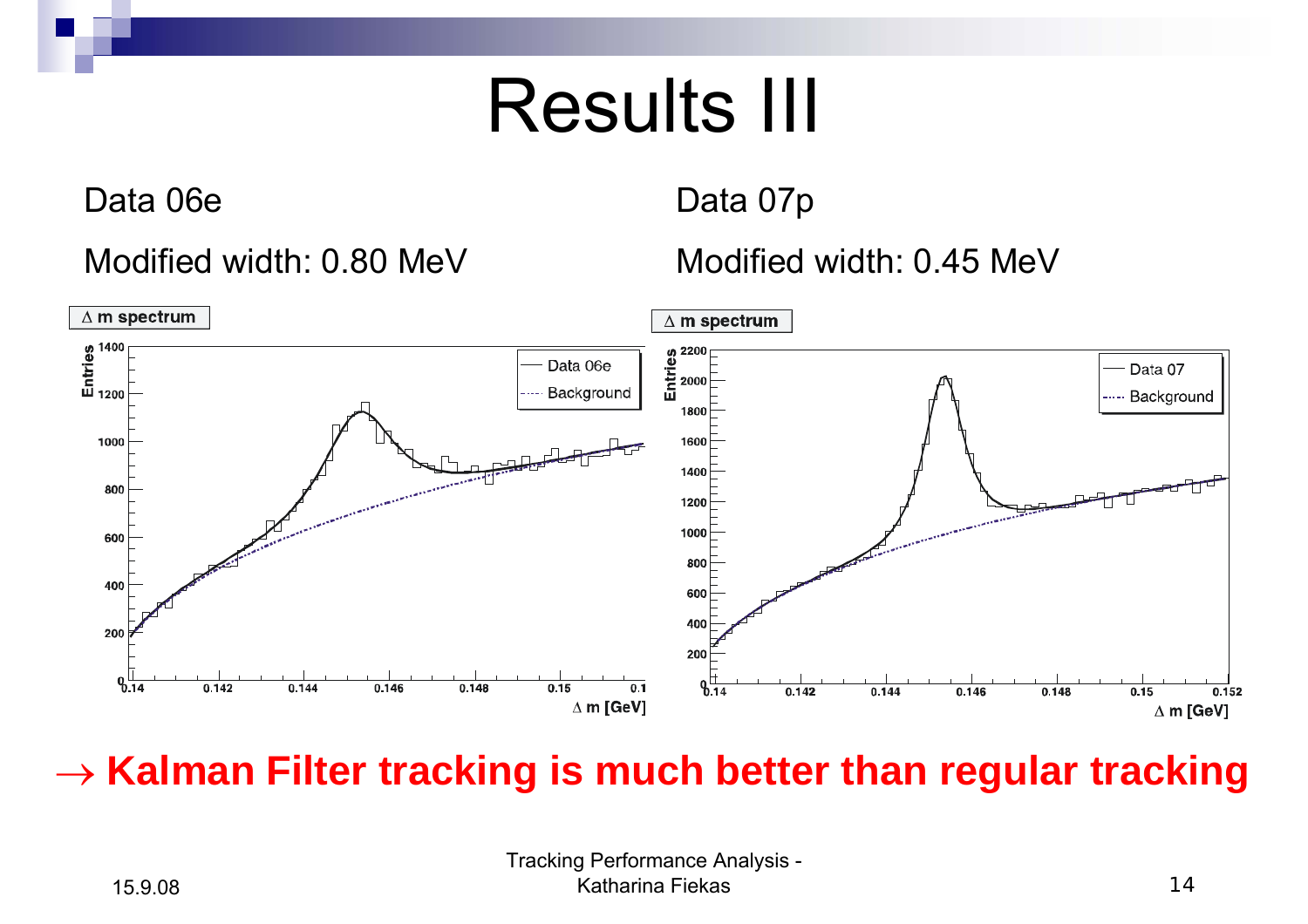# Results III

Data 06e

Modified width: 0.80 MeV

Data 07p

Modified width: 0.45 MeV

→ **Kalman Filter tracking is much better than regular tracking**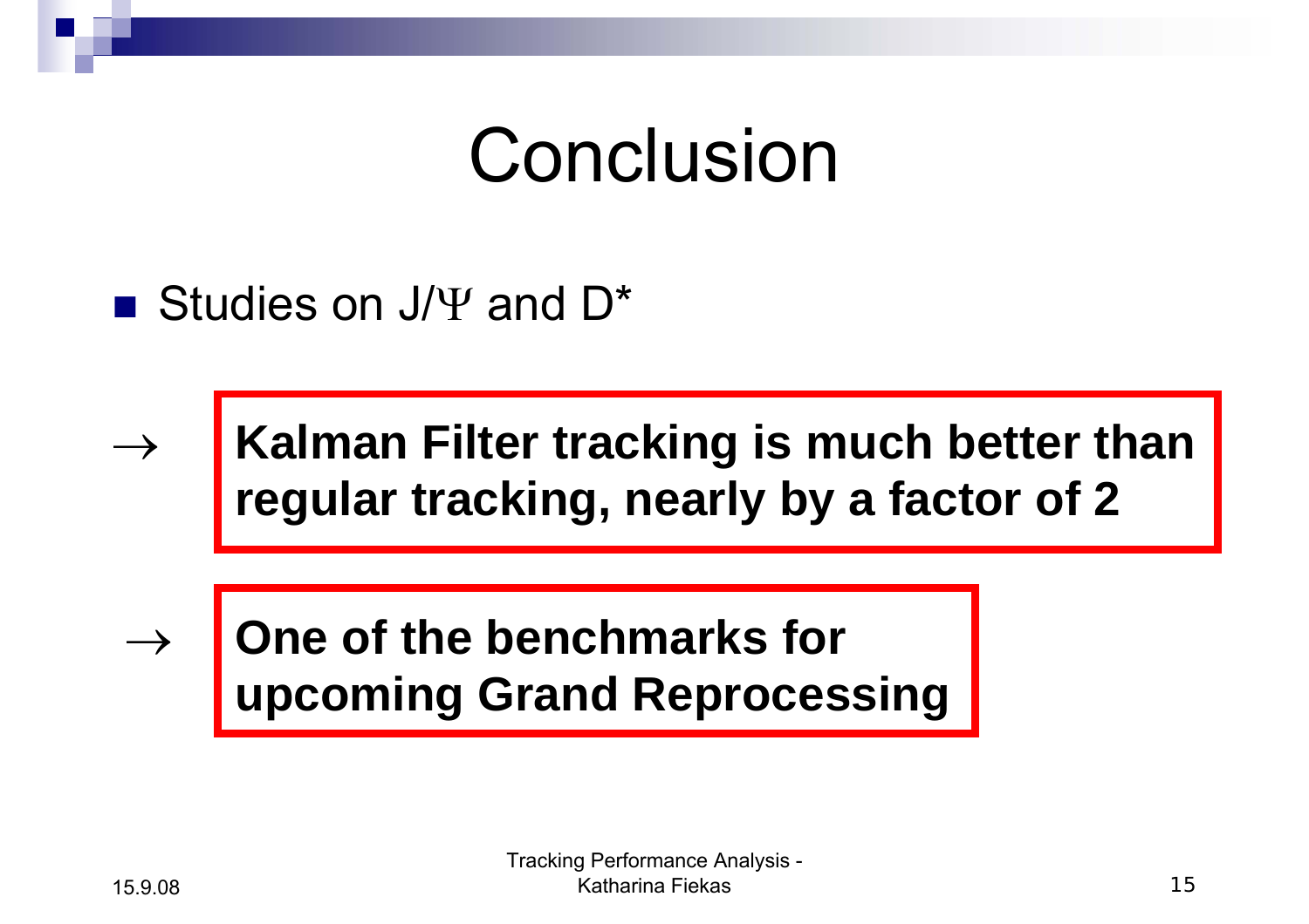# Conclusion

- Studies on J/$\Psi$ and D*

$\rightarrow$ **Kalman Filter tracking is much better than regular tracking, nearly by a factor of 2**

$\rightarrow$ **One of the benchmarks for upcoming Grand Reprocessing**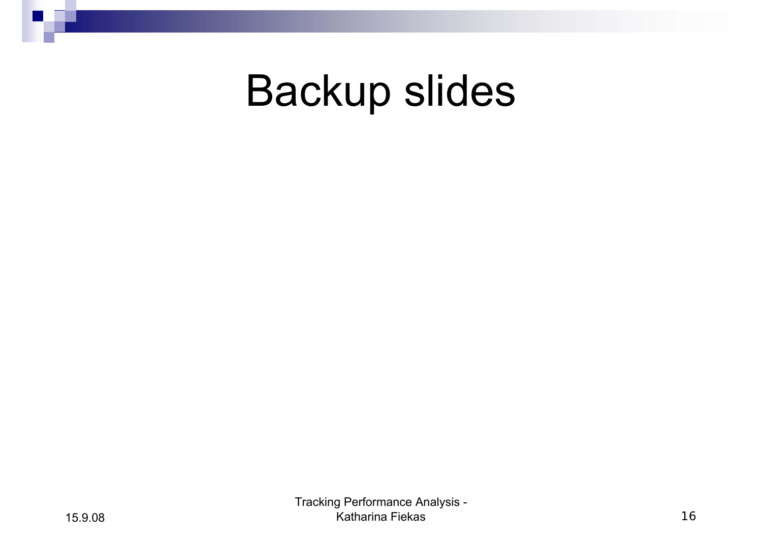# Backup slides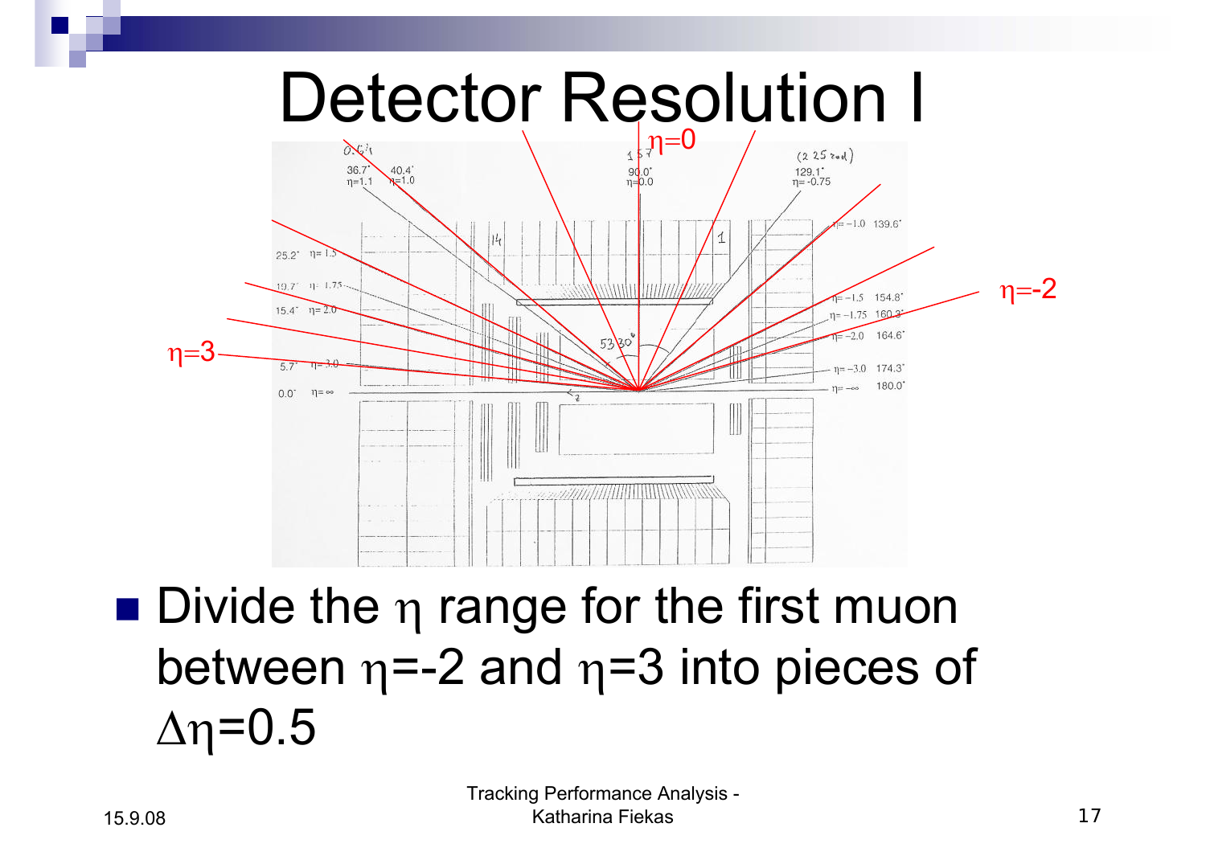# Detector Resolution I

- Divide the $\eta$ range for the first muon between $\eta$=-2 and $\eta$=3 into pieces of $\Delta\eta$=0.5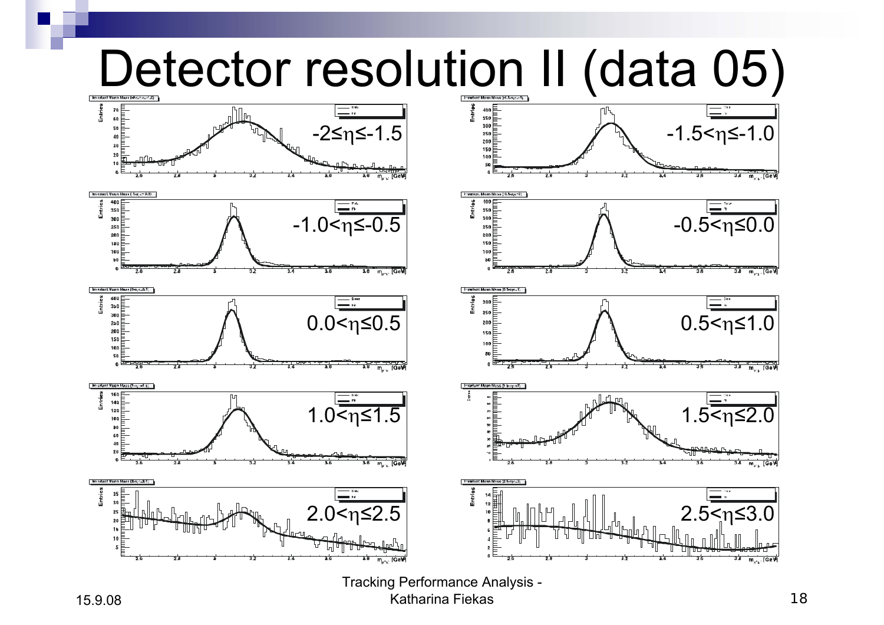# Detector resolution II (data 05)

$-2 \leq \eta \leq -1.5$

$-1.5 < \eta \leq -1.0$

$-1.0 < \eta \leq -0.5$

$-0.5 < \eta \leq 0.0$

$0.0 < \eta \leq 0.5$

$0.5 < \eta \leq 1.0$

$1.0 < \eta \leq 1.5$

$1.5 < \eta \leq 2.0$

$2.0 < \eta \leq 2.5$

$2.5 < \eta \leq 3.0$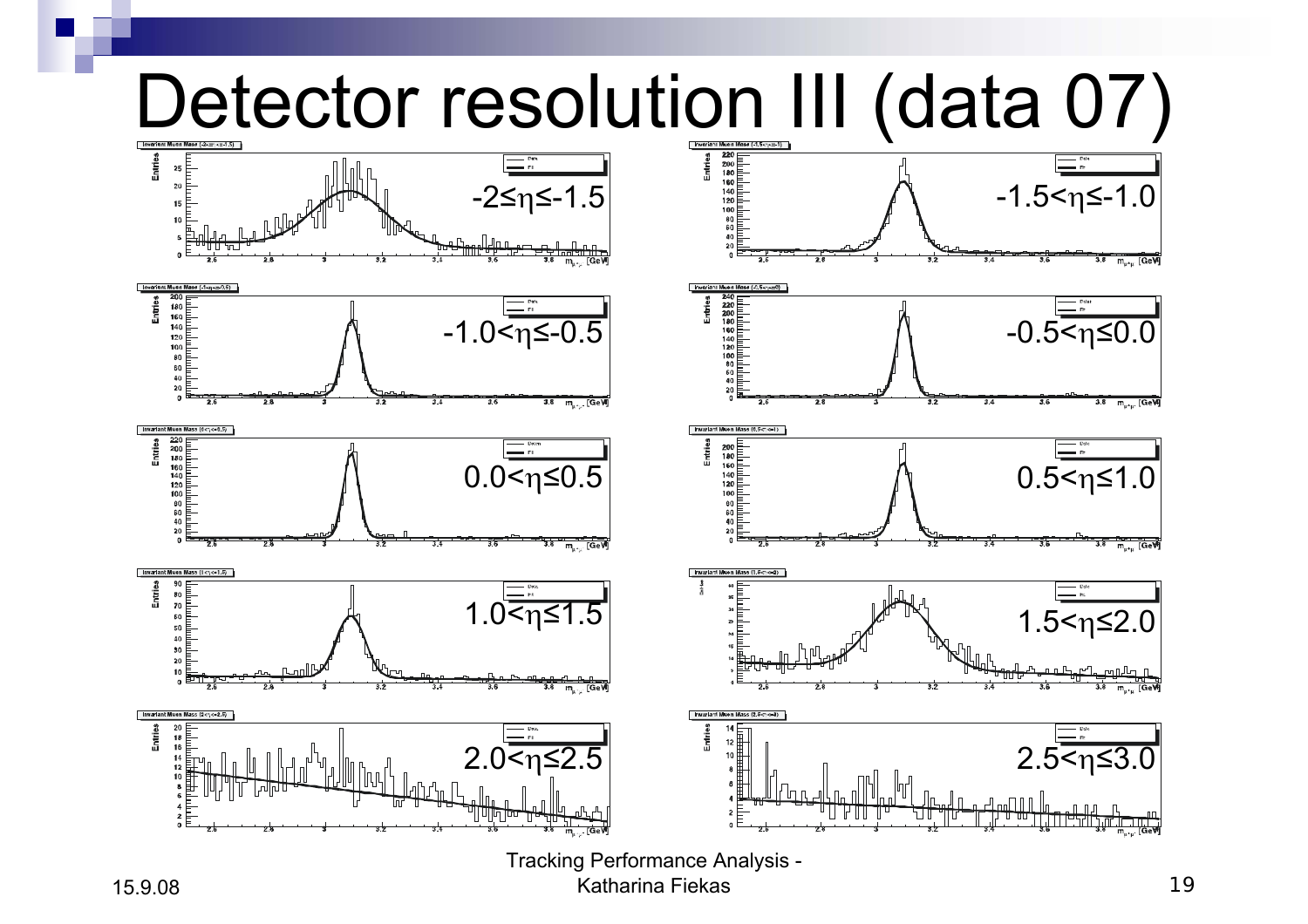# Detector resolution III (data 07)

$-2 \le \eta \le -1.5$

$-1.5 < \eta \le -1.0$

$-1.0 < \eta \le -0.5$

$-0.5 < \eta \le 0.0$

$0.0 < \eta \le 0.5$

$0.5 < \eta \le 1.0$

$1.0 < \eta \le 1.5$

$1.5 < \eta \le 2.0$

$2.0 < \eta \le 2.5$

$2.5 < \eta \le 3.0$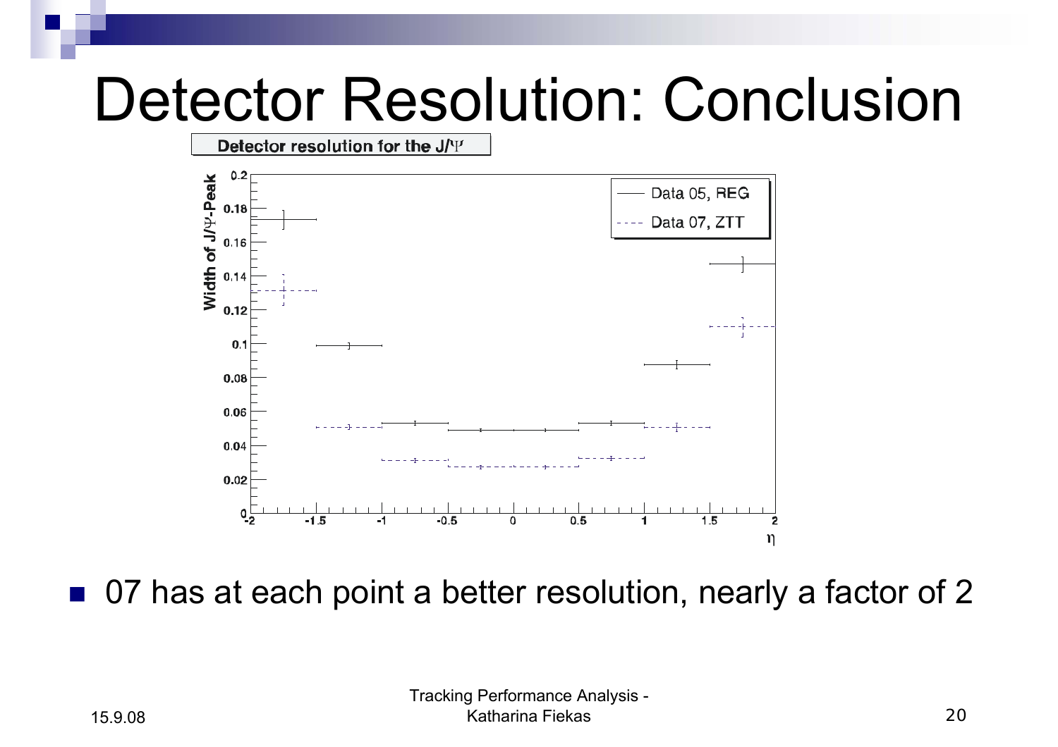# Detector Resolution: Conclusion

Detector resolution for the J/Ψ

Width of J/Ψ-Peak

0.2
0.18
0.16
0.14
0.12
0.1
0.08
0.06
0.04
0.02
0

-2 -1.5 -1 -0.5 0 0.5 1 1.5 2

η

Data 05, REG

Data 07, ZTT

- 07 has at each point a better resolution, nearly a factor of 2